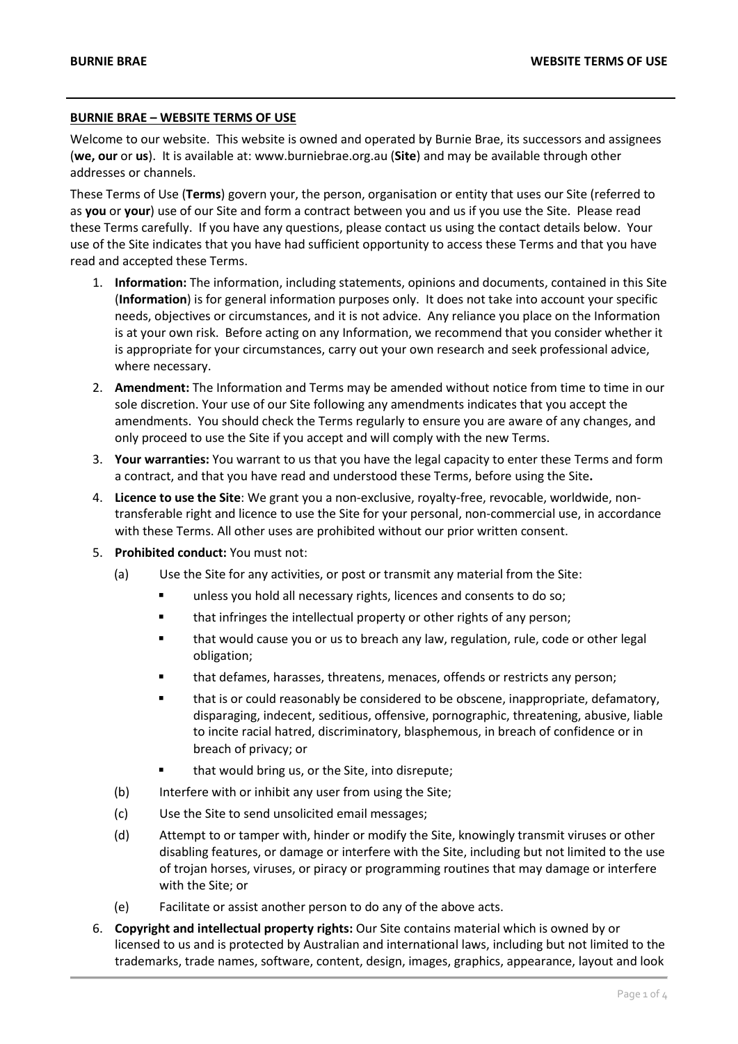## BURNIE BRAE – WEBSITE TERMS OF USE

Welcome to our website. This website is owned and operated by Burnie Brae, its successors and assignees (**we, our** or **us**). It is available at: www.burniebrae.org.au (**Site**) and may be available through other addresses or channels.

These Terms of Use (**Terms**) govern your, the person, organisation or entity that uses our Site (referred to as **you** or **your**) use of our Site and form a contract between you and us if you use the Site. Please read these Terms carefully. If you have any questions, please contact us using the contact details below. Your use of the Site indicates that you have had sufficient opportunity to access these Terms and that you have read and accepted these Terms.

1. **Information:** The information, including statements, opinions and documents, contained in this Site (**Information**) is for general information purposes only. It does not take into account your specific needs, objectives or circumstances, and it is not advice. Any reliance you place on the Information is at your own risk. Before acting on any Information, we recommend that you consider whether it is appropriate for your circumstances, carry out your own research and seek professional advice, where necessary.
2. **Amendment:** The Information and Terms may be amended without notice from time to time in our sole discretion. Your use of our Site following any amendments indicates that you accept the amendments. You should check the Terms regularly to ensure you are aware of any changes, and only proceed to use the Site if you accept and will comply with the new Terms.
3. **Your warranties:** You warrant to us that you have the legal capacity to enter these Terms and form a contract, and that you have read and understood these Terms, before using the Site**.**
4. **Licence to use the Site**: We grant you a non-exclusive, royalty-free, revocable, worldwide, non-transferable right and licence to use the Site for your personal, non-commercial use, in accordance with these Terms. All other uses are prohibited without our prior written consent.
5. **Prohibited conduct:** You must not:
   (a) Use the Site for any activities, or post or transmit any material from the Site:
      - unless you hold all necessary rights, licences and consents to do so;
      - that infringes the intellectual property or other rights of any person;
      - that would cause you or us to breach any law, regulation, rule, code or other legal obligation;
      - that defames, harasses, threatens, menaces, offends or restricts any person;
      - that is or could reasonably be considered to be obscene, inappropriate, defamatory, disparaging, indecent, seditious, offensive, pornographic, threatening, abusive, liable to incite racial hatred, discriminatory, blasphemous, in breach of confidence or in breach of privacy; or
      - that would bring us, or the Site, into disrepute;

   (b) Interfere with or inhibit any user from using the Site;

   (c) Use the Site to send unsolicited email messages;

   (d) Attempt to or tamper with, hinder or modify the Site, knowingly transmit viruses or other disabling features, or damage or interfere with the Site, including but not limited to the use of trojan horses, viruses, or piracy or programming routines that may damage or interfere with the Site; or

   (e) Facilitate or assist another person to do any of the above acts.
6. **Copyright and intellectual property rights:** Our Site contains material which is owned by or licensed to us and is protected by Australian and international laws, including but not limited to the trademarks, trade names, software, content, design, images, graphics, appearance, layout and look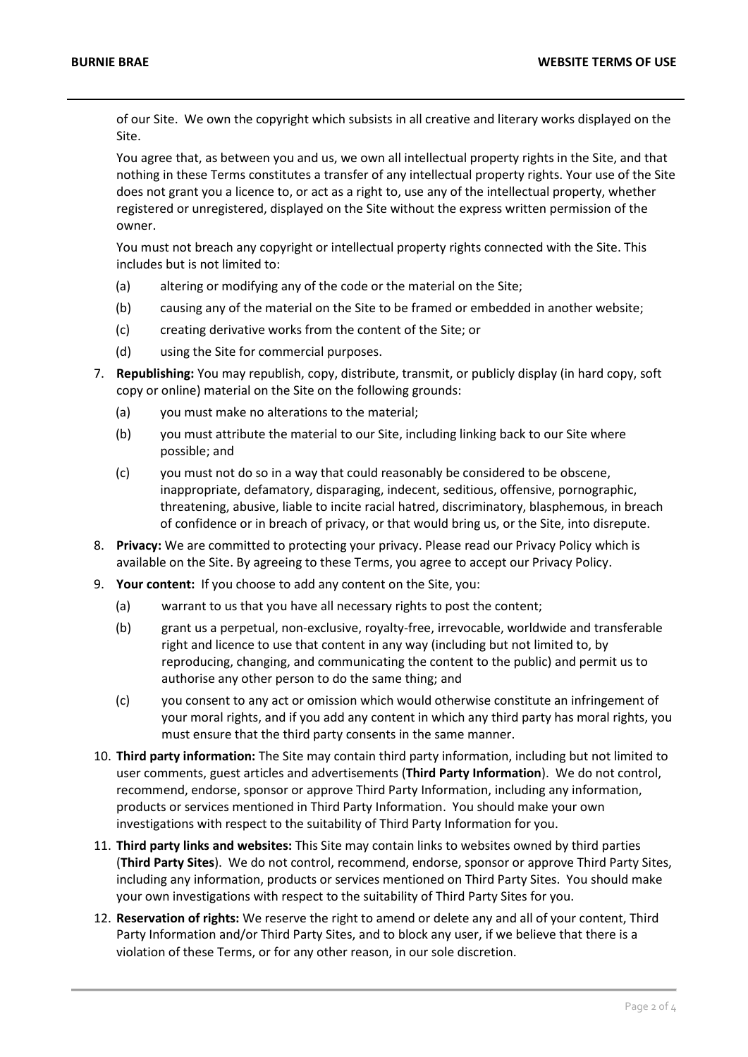of our Site. We own the copyright which subsists in all creative and literary works displayed on the Site.

You agree that, as between you and us, we own all intellectual property rights in the Site, and that nothing in these Terms constitutes a transfer of any intellectual property rights. Your use of the Site does not grant you a licence to, or act as a right to, use any of the intellectual property, whether registered or unregistered, displayed on the Site without the express written permission of the owner.

You must not breach any copyright or intellectual property rights connected with the Site. This includes but is not limited to:

(a) altering or modifying any of the code or the material on the Site;

(b) causing any of the material on the Site to be framed or embedded in another website;

(c) creating derivative works from the content of the Site; or

(d) using the Site for commercial purposes.

7. **Republishing:** You may republish, copy, distribute, transmit, or publicly display (in hard copy, soft copy or online) material on the Site on the following grounds:

   (a) you must make no alterations to the material;

   (b) you must attribute the material to our Site, including linking back to our Site where possible; and

   (c) you must not do so in a way that could reasonably be considered to be obscene, inappropriate, defamatory, disparaging, indecent, seditious, offensive, pornographic, threatening, abusive, liable to incite racial hatred, discriminatory, blasphemous, in breach of confidence or in breach of privacy, or that would bring us, or the Site, into disrepute.

8. **Privacy:** We are committed to protecting your privacy. Please read our Privacy Policy which is available on the Site. By agreeing to these Terms, you agree to accept our Privacy Policy.

9. **Your content:** If you choose to add any content on the Site, you:

   (a) warrant to us that you have all necessary rights to post the content;

   (b) grant us a perpetual, non-exclusive, royalty-free, irrevocable, worldwide and transferable right and licence to use that content in any way (including but not limited to, by reproducing, changing, and communicating the content to the public) and permit us to authorise any other person to do the same thing; and

   (c) you consent to any act or omission which would otherwise constitute an infringement of your moral rights, and if you add any content in which any third party has moral rights, you must ensure that the third party consents in the same manner.

10. **Third party information:** The Site may contain third party information, including but not limited to user comments, guest articles and advertisements (**Third Party Information**). We do not control, recommend, endorse, sponsor or approve Third Party Information, including any information, products or services mentioned in Third Party Information. You should make your own investigations with respect to the suitability of Third Party Information for you.

11. **Third party links and websites:** This Site may contain links to websites owned by third parties (**Third Party Sites**). We do not control, recommend, endorse, sponsor or approve Third Party Sites, including any information, products or services mentioned on Third Party Sites. You should make your own investigations with respect to the suitability of Third Party Sites for you.

12. **Reservation of rights:** We reserve the right to amend or delete any and all of your content, Third Party Information and/or Third Party Sites, and to block any user, if we believe that there is a violation of these Terms, or for any other reason, in our sole discretion.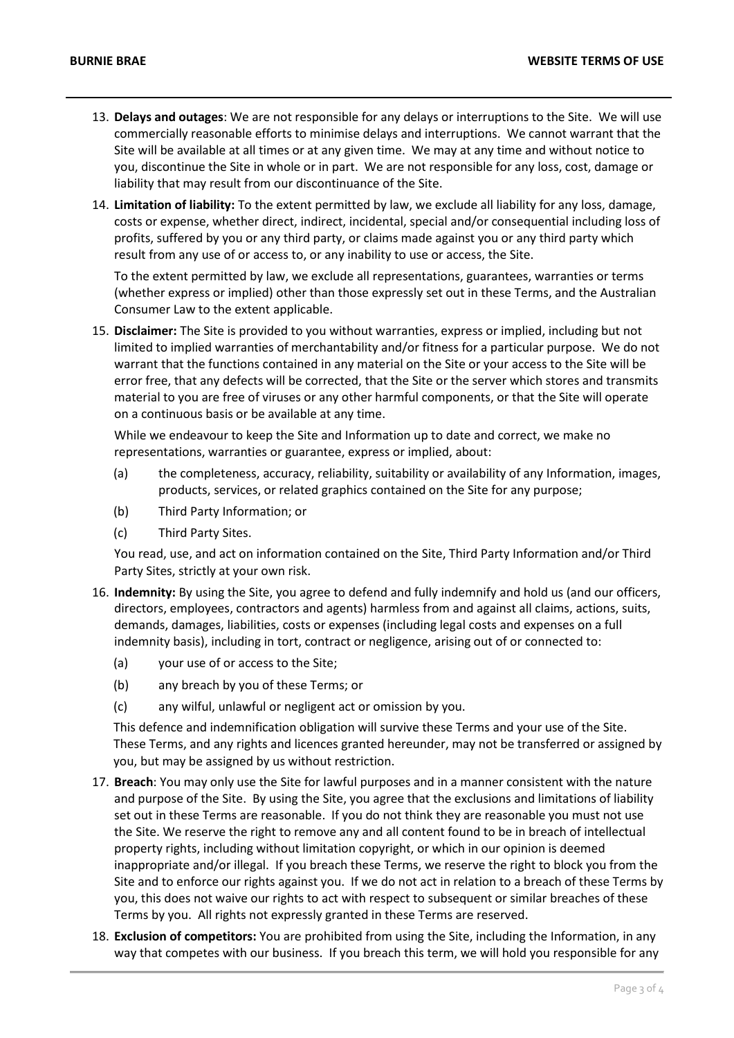13. **Delays and outages**: We are not responsible for any delays or interruptions to the Site. We will use commercially reasonable efforts to minimise delays and interruptions. We cannot warrant that the Site will be available at all times or at any given time. We may at any time and without notice to you, discontinue the Site in whole or in part. We are not responsible for any loss, cost, damage or liability that may result from our discontinuance of the Site.

14. **Limitation of liability:** To the extent permitted by law, we exclude all liability for any loss, damage, costs or expense, whether direct, indirect, incidental, special and/or consequential including loss of profits, suffered by you or any third party, or claims made against you or any third party which result from any use of or access to, or any inability to use or access, the Site.

    To the extent permitted by law, we exclude all representations, guarantees, warranties or terms (whether express or implied) other than those expressly set out in these Terms, and the Australian Consumer Law to the extent applicable.

15. **Disclaimer:** The Site is provided to you without warranties, express or implied, including but not limited to implied warranties of merchantability and/or fitness for a particular purpose. We do not warrant that the functions contained in any material on the Site or your access to the Site will be error free, that any defects will be corrected, that the Site or the server which stores and transmits material to you are free of viruses or any other harmful components, or that the Site will operate on a continuous basis or be available at any time.

    While we endeavour to keep the Site and Information up to date and correct, we make no representations, warranties or guarantee, express or implied, about:

    (a) the completeness, accuracy, reliability, suitability or availability of any Information, images, products, services, or related graphics contained on the Site for any purpose;

    (b) Third Party Information; or

    (c) Third Party Sites.

    You read, use, and act on information contained on the Site, Third Party Information and/or Third Party Sites, strictly at your own risk.

16. **Indemnity:** By using the Site, you agree to defend and fully indemnify and hold us (and our officers, directors, employees, contractors and agents) harmless from and against all claims, actions, suits, demands, damages, liabilities, costs or expenses (including legal costs and expenses on a full indemnity basis), including in tort, contract or negligence, arising out of or connected to:

    (a) your use of or access to the Site;

    (b) any breach by you of these Terms; or

    (c) any wilful, unlawful or negligent act or omission by you.

    This defence and indemnification obligation will survive these Terms and your use of the Site. These Terms, and any rights and licences granted hereunder, may not be transferred or assigned by you, but may be assigned by us without restriction.

17. **Breach**: You may only use the Site for lawful purposes and in a manner consistent with the nature and purpose of the Site. By using the Site, you agree that the exclusions and limitations of liability set out in these Terms are reasonable. If you do not think they are reasonable you must not use the Site. We reserve the right to remove any and all content found to be in breach of intellectual property rights, including without limitation copyright, or which in our opinion is deemed inappropriate and/or illegal. If you breach these Terms, we reserve the right to block you from the Site and to enforce our rights against you. If we do not act in relation to a breach of these Terms by you, this does not waive our rights to act with respect to subsequent or similar breaches of these Terms by you. All rights not expressly granted in these Terms are reserved.

18. **Exclusion of competitors:** You are prohibited from using the Site, including the Information, in any way that competes with our business. If you breach this term, we will hold you responsible for any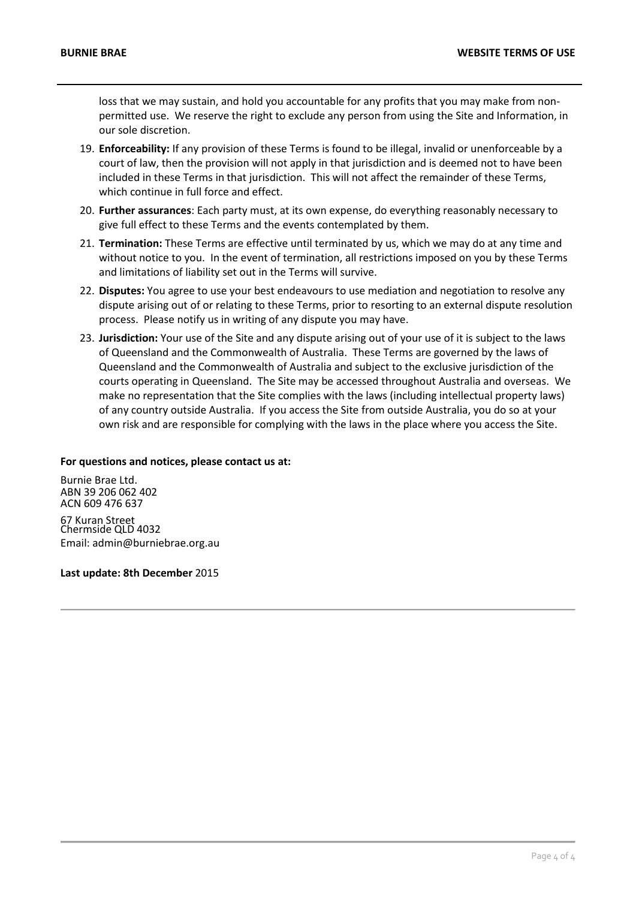loss that we may sustain, and hold you accountable for any profits that you may make from non-permitted use. We reserve the right to exclude any person from using the Site and Information, in our sole discretion.

19. **Enforceability:** If any provision of these Terms is found to be illegal, invalid or unenforceable by a court of law, then the provision will not apply in that jurisdiction and is deemed not to have been included in these Terms in that jurisdiction. This will not affect the remainder of these Terms, which continue in full force and effect.
20. **Further assurances**: Each party must, at its own expense, do everything reasonably necessary to give full effect to these Terms and the events contemplated by them.
21. **Termination:** These Terms are effective until terminated by us, which we may do at any time and without notice to you. In the event of termination, all restrictions imposed on you by these Terms and limitations of liability set out in the Terms will survive.
22. **Disputes:** You agree to use your best endeavours to use mediation and negotiation to resolve any dispute arising out of or relating to these Terms, prior to resorting to an external dispute resolution process. Please notify us in writing of any dispute you may have.
23. **Jurisdiction:** Your use of the Site and any dispute arising out of your use of it is subject to the laws of Queensland and the Commonwealth of Australia. These Terms are governed by the laws of Queensland and the Commonwealth of Australia and subject to the exclusive jurisdiction of the courts operating in Queensland. The Site may be accessed throughout Australia and overseas. We make no representation that the Site complies with the laws (including intellectual property laws) of any country outside Australia. If you access the Site from outside Australia, you do so at your own risk and are responsible for complying with the laws in the place where you access the Site.

**For questions and notices, please contact us at:**

Burnie Brae Ltd.
ABN 39 206 062 402
ACN 609 476 637

67 Kuran Street
Chermside QLD 4032
Email: admin@burniebrae.org.au

**Last update: 8th December** 2015